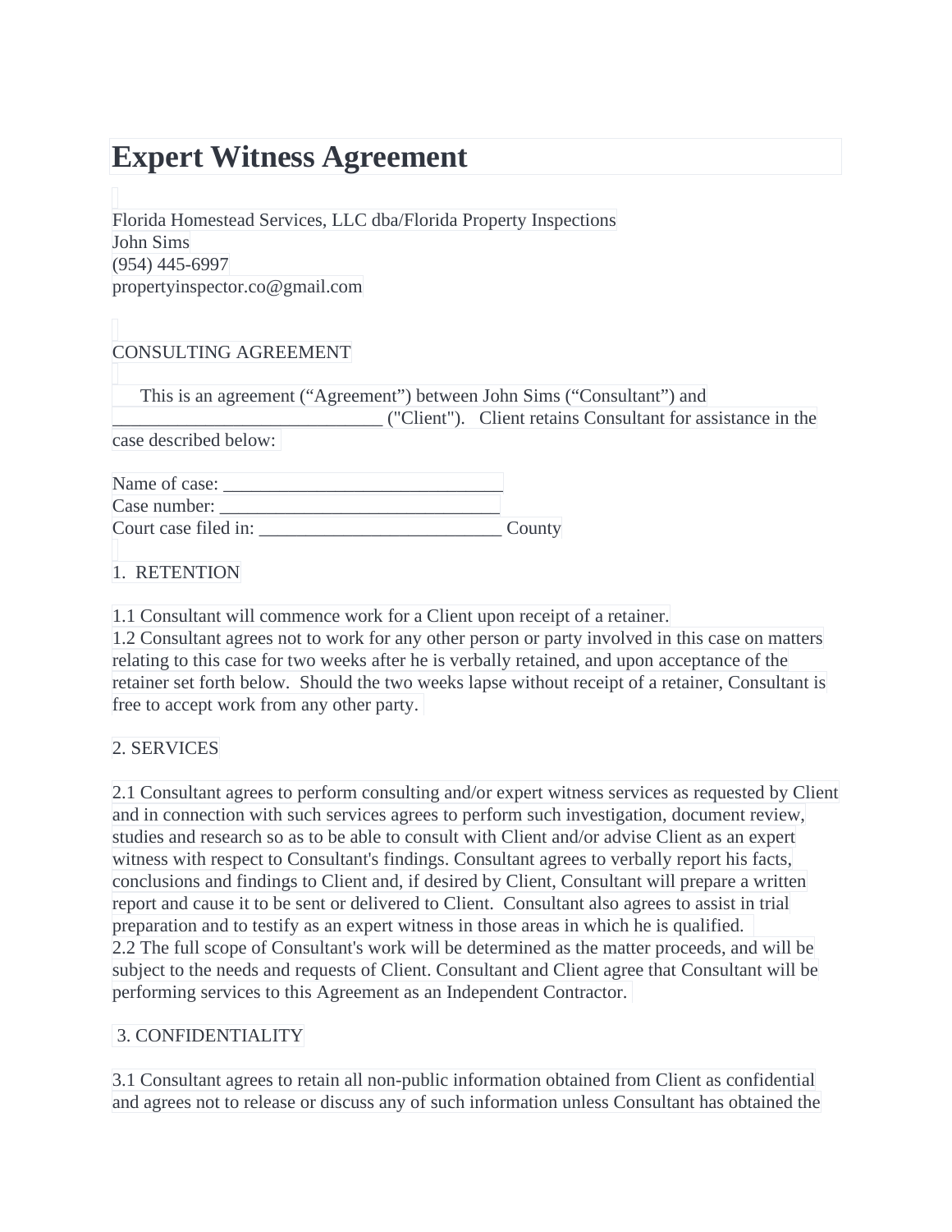# Expert Witness Agreement

Florida Homestead Services, LLC dba/Florida Property Inspections
John Sims
(954) 445-6997
propertyinspector.co@gmail.com

CONSULTING AGREEMENT

This is an agreement ("Agreement") between John Sims ("Consultant") and ____________________________ ("Client"). Client retains Consultant for assistance in the case described below:

Name of case: ______________________________
Case number: ______________________________
Court case filed in: __________________________ County

1. RETENTION

1.1 Consultant will commence work for a Client upon receipt of a retainer.
1.2 Consultant agrees not to work for any other person or party involved in this case on matters relating to this case for two weeks after he is verbally retained, and upon acceptance of the retainer set forth below. Should the two weeks lapse without receipt of a retainer, Consultant is free to accept work from any other party.

2. SERVICES

2.1 Consultant agrees to perform consulting and/or expert witness services as requested by Client and in connection with such services agrees to perform such investigation, document review, studies and research so as to be able to consult with Client and/or advise Client as an expert witness with respect to Consultant's findings. Consultant agrees to verbally report his facts, conclusions and findings to Client and, if desired by Client, Consultant will prepare a written report and cause it to be sent or delivered to Client. Consultant also agrees to assist in trial preparation and to testify as an expert witness in those areas in which he is qualified.
2.2 The full scope of Consultant's work will be determined as the matter proceeds, and will be subject to the needs and requests of Client. Consultant and Client agree that Consultant will be performing services to this Agreement as an Independent Contractor.

3. CONFIDENTIALITY

3.1 Consultant agrees to retain all non-public information obtained from Client as confidential and agrees not to release or discuss any of such information unless Consultant has obtained the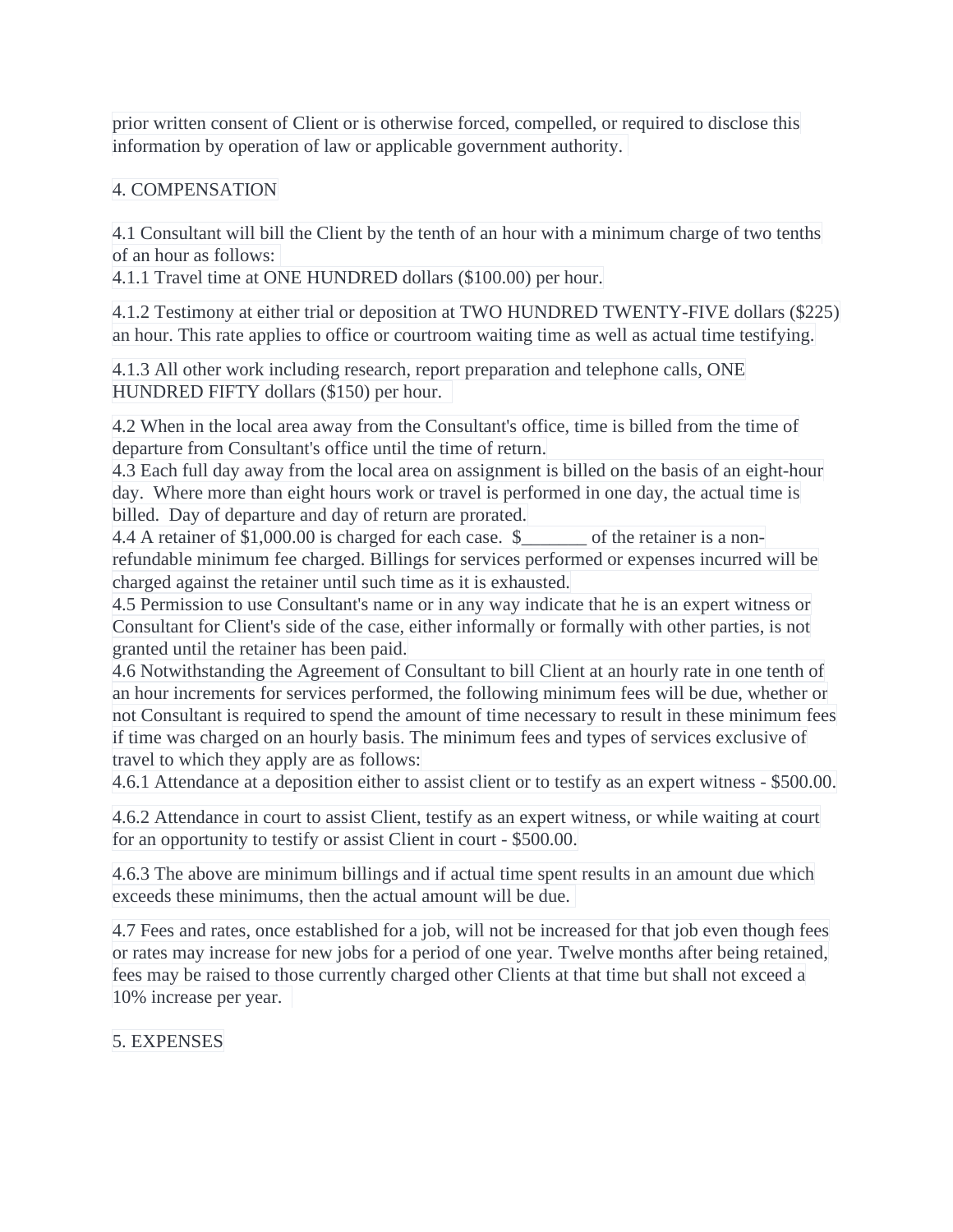prior written consent of Client or is otherwise forced, compelled, or required to disclose this information by operation of law or applicable government authority.

## 4. COMPENSATION

4.1 Consultant will bill the Client by the tenth of an hour with a minimum charge of two tenths of an hour as follows:
4.1.1 Travel time at ONE HUNDRED dollars ($100.00) per hour.

4.1.2 Testimony at either trial or deposition at TWO HUNDRED TWENTY-FIVE dollars ($225) an hour. This rate applies to office or courtroom waiting time as well as actual time testifying.

4.1.3 All other work including research, report preparation and telephone calls, ONE HUNDRED FIFTY dollars ($150) per hour.

4.2 When in the local area away from the Consultant's office, time is billed from the time of departure from Consultant's office until the time of return.
4.3 Each full day away from the local area on assignment is billed on the basis of an eight-hour day. Where more than eight hours work or travel is performed in one day, the actual time is billed. Day of departure and day of return are prorated.
4.4 A retainer of $1,000.00 is charged for each case. $_______ of the retainer is a non-refundable minimum fee charged. Billings for services performed or expenses incurred will be charged against the retainer until such time as it is exhausted.
4.5 Permission to use Consultant's name or in any way indicate that he is an expert witness or Consultant for Client's side of the case, either informally or formally with other parties, is not granted until the retainer has been paid.
4.6 Notwithstanding the Agreement of Consultant to bill Client at an hourly rate in one tenth of an hour increments for services performed, the following minimum fees will be due, whether or not Consultant is required to spend the amount of time necessary to result in these minimum fees if time was charged on an hourly basis. The minimum fees and types of services exclusive of travel to which they apply are as follows:
4.6.1 Attendance at a deposition either to assist client or to testify as an expert witness - $500.00.

4.6.2 Attendance in court to assist Client, testify as an expert witness, or while waiting at court for an opportunity to testify or assist Client in court - $500.00.

4.6.3 The above are minimum billings and if actual time spent results in an amount due which exceeds these minimums, then the actual amount will be due.

4.7 Fees and rates, once established for a job, will not be increased for that job even though fees or rates may increase for new jobs for a period of one year. Twelve months after being retained, fees may be raised to those currently charged other Clients at that time but shall not exceed a 10% increase per year.

## 5. EXPENSES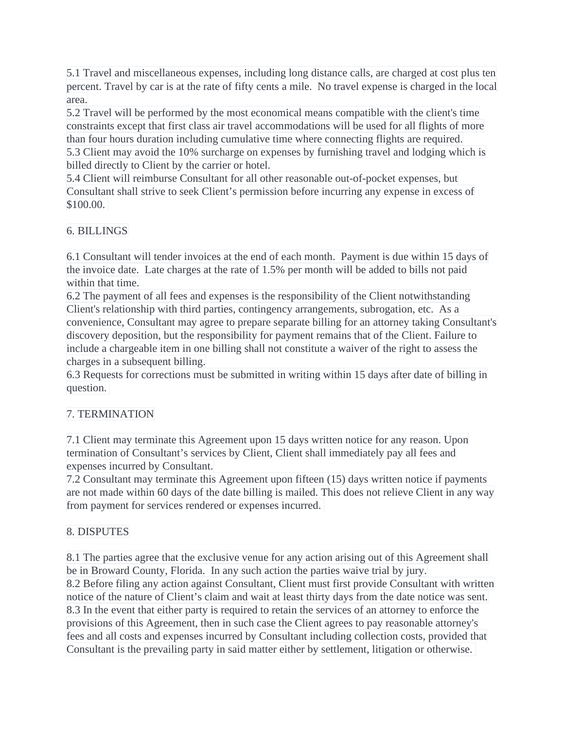5.1 Travel and miscellaneous expenses, including long distance calls, are charged at cost plus ten percent. Travel by car is at the rate of fifty cents a mile. No travel expense is charged in the local area.
5.2 Travel will be performed by the most economical means compatible with the client's time constraints except that first class air travel accommodations will be used for all flights of more than four hours duration including cumulative time where connecting flights are required.
5.3 Client may avoid the 10% surcharge on expenses by furnishing travel and lodging which is billed directly to Client by the carrier or hotel.
5.4 Client will reimburse Consultant for all other reasonable out-of-pocket expenses, but Consultant shall strive to seek Client's permission before incurring any expense in excess of $100.00.

## 6. BILLINGS

6.1 Consultant will tender invoices at the end of each month. Payment is due within 15 days of the invoice date. Late charges at the rate of 1.5% per month will be added to bills not paid within that time.
6.2 The payment of all fees and expenses is the responsibility of the Client notwithstanding Client's relationship with third parties, contingency arrangements, subrogation, etc. As a convenience, Consultant may agree to prepare separate billing for an attorney taking Consultant's discovery deposition, but the responsibility for payment remains that of the Client. Failure to include a chargeable item in one billing shall not constitute a waiver of the right to assess the charges in a subsequent billing.
6.3 Requests for corrections must be submitted in writing within 15 days after date of billing in question.

## 7. TERMINATION

7.1 Client may terminate this Agreement upon 15 days written notice for any reason. Upon termination of Consultant's services by Client, Client shall immediately pay all fees and expenses incurred by Consultant.
7.2 Consultant may terminate this Agreement upon fifteen (15) days written notice if payments are not made within 60 days of the date billing is mailed. This does not relieve Client in any way from payment for services rendered or expenses incurred.

## 8. DISPUTES

8.1 The parties agree that the exclusive venue for any action arising out of this Agreement shall be in Broward County, Florida. In any such action the parties waive trial by jury.
8.2 Before filing any action against Consultant, Client must first provide Consultant with written notice of the nature of Client's claim and wait at least thirty days from the date notice was sent.
8.3 In the event that either party is required to retain the services of an attorney to enforce the provisions of this Agreement, then in such case the Client agrees to pay reasonable attorney's fees and all costs and expenses incurred by Consultant including collection costs, provided that Consultant is the prevailing party in said matter either by settlement, litigation or otherwise.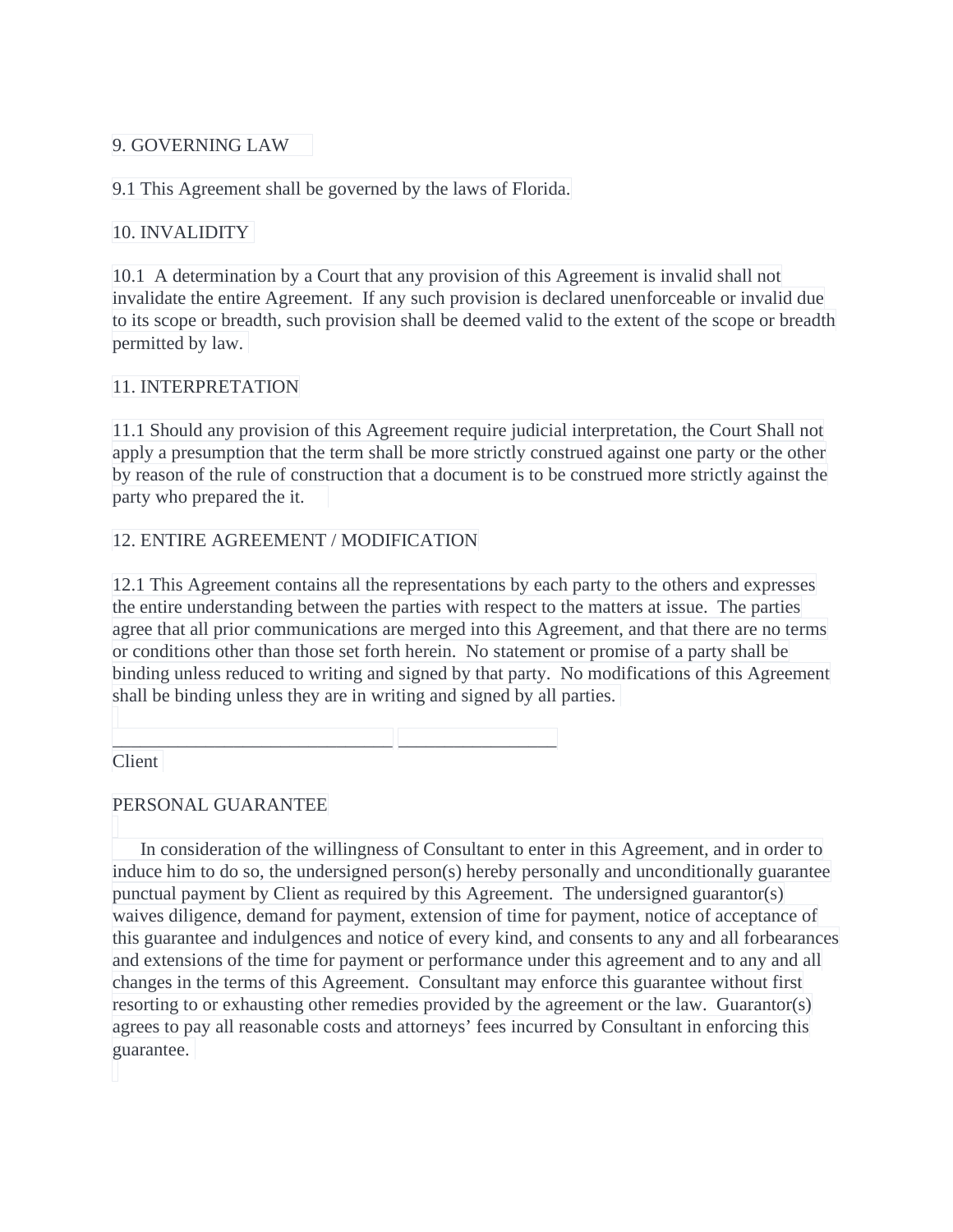9. GOVERNING LAW

9.1 This Agreement shall be governed by the laws of Florida.

10. INVALIDITY

10.1 A determination by a Court that any provision of this Agreement is invalid shall not invalidate the entire Agreement. If any such provision is declared unenforceable or invalid due to its scope or breadth, such provision shall be deemed valid to the extent of the scope or breadth permitted by law.

11. INTERPRETATION

11.1 Should any provision of this Agreement require judicial interpretation, the Court Shall not apply a presumption that the term shall be more strictly construed against one party or the other by reason of the rule of construction that a document is to be construed more strictly against the party who prepared the it.

12. ENTIRE AGREEMENT / MODIFICATION

12.1 This Agreement contains all the representations by each party to the others and expresses the entire understanding between the parties with respect to the matters at issue. The parties agree that all prior communications are merged into this Agreement, and that there are no terms or conditions other than those set forth herein. No statement or promise of a party shall be binding unless reduced to writing and signed by that party. No modifications of this Agreement shall be binding unless they are in writing and signed by all parties.

_______________________________ __________________

Client

PERSONAL GUARANTEE

In consideration of the willingness of Consultant to enter in this Agreement, and in order to induce him to do so, the undersigned person(s) hereby personally and unconditionally guarantee punctual payment by Client as required by this Agreement. The undersigned guarantor(s) waives diligence, demand for payment, extension of time for payment, notice of acceptance of this guarantee and indulgences and notice of every kind, and consents to any and all forbearances and extensions of the time for payment or performance under this agreement and to any and all changes in the terms of this Agreement. Consultant may enforce this guarantee without first resorting to or exhausting other remedies provided by the agreement or the law. Guarantor(s) agrees to pay all reasonable costs and attorneys' fees incurred by Consultant in enforcing this guarantee.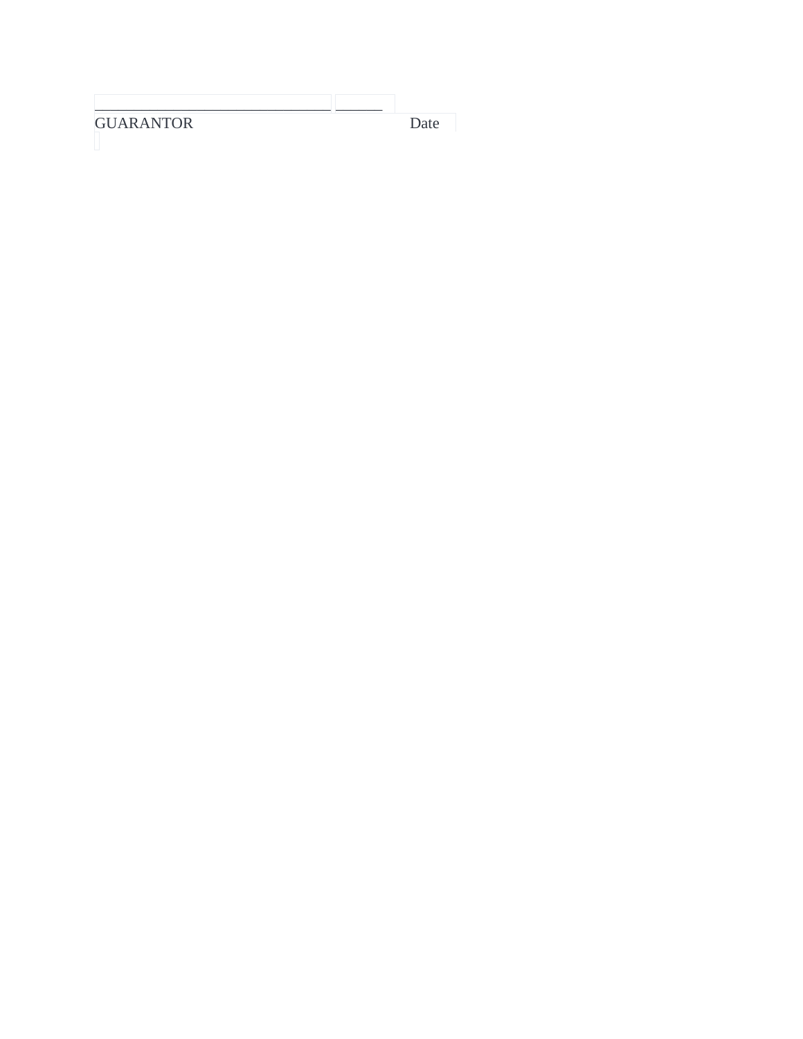______________________________ ______

GUARANTOR Date